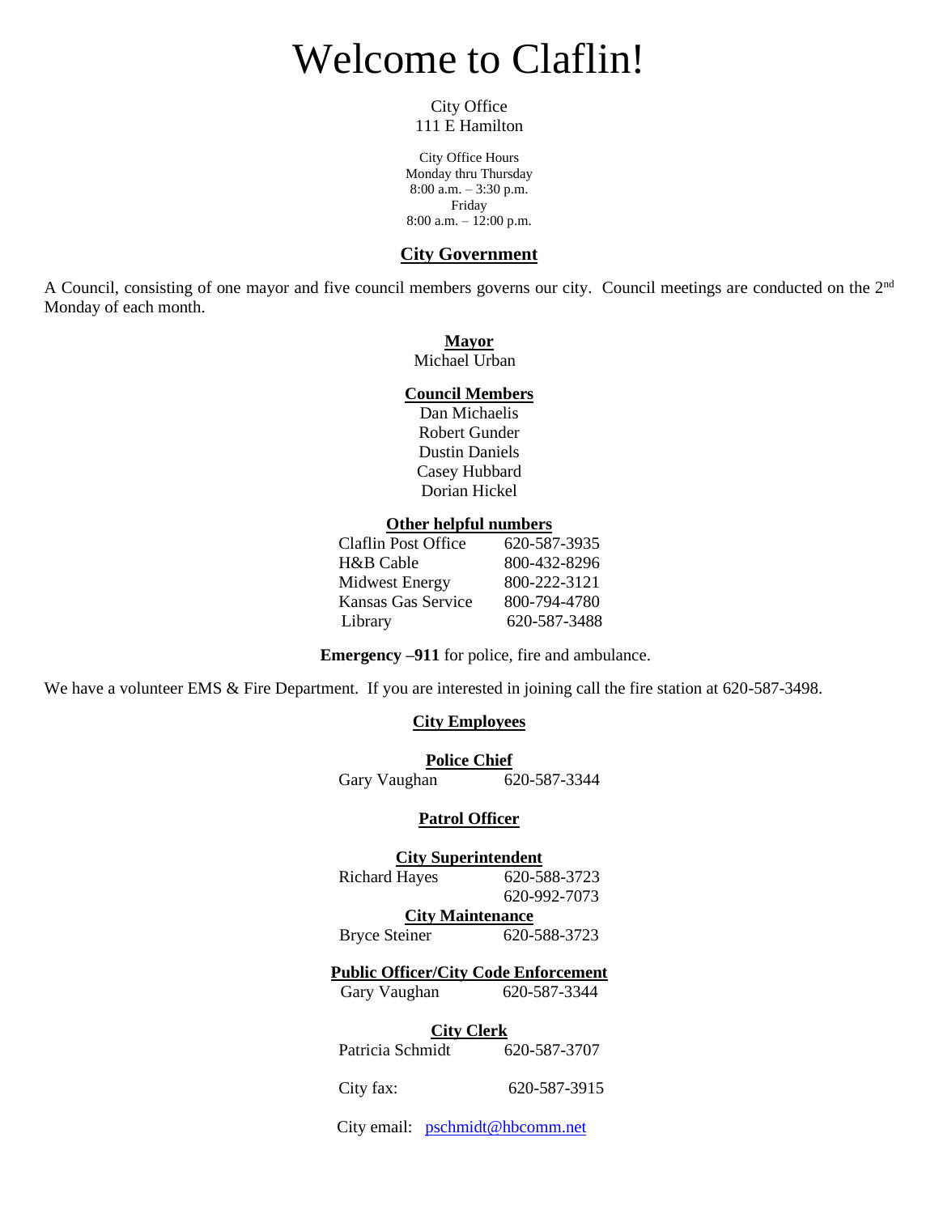# Welcome to Claflin!

City Office
111 E Hamilton

City Office Hours
Monday thru Thursday
8:00 a.m. – 3:30 p.m.
Friday
8:00 a.m. – 12:00 p.m.

## City Government

A Council, consisting of one mayor and five council members governs our city. Council meetings are conducted on the 2nd Monday of each month.

**Mayor**
Michael Urban

**Council Members**
Dan Michaelis
Robert Gunder
Dustin Daniels
Casey Hubbard
Dorian Hickel

**Other helpful numbers**

| | |
|---|---|
| Claflin Post Office | 620-587-3935 |
| H&B Cable | 800-432-8296 |
| Midwest Energy | 800-222-3121 |
| Kansas Gas Service | 800-794-4780 |
| Library | 620-587-3488 |

**Emergency –911** for police, fire and ambulance.

We have a volunteer EMS & Fire Department. If you are interested in joining call the fire station at 620-587-3498.

## City Employees

**Police Chief**
Gary Vaughan 620-587-3344

**Patrol Officer**

**City Superintendent**
Richard Hayes 620-588-3723
620-992-7073

**City Maintenance**
Bryce Steiner 620-588-3723

**Public Officer/City Code Enforcement**
Gary Vaughan 620-587-3344

**City Clerk**
Patricia Schmidt 620-587-3707

City fax: 620-587-3915

City email: pschmidt@hbcomm.net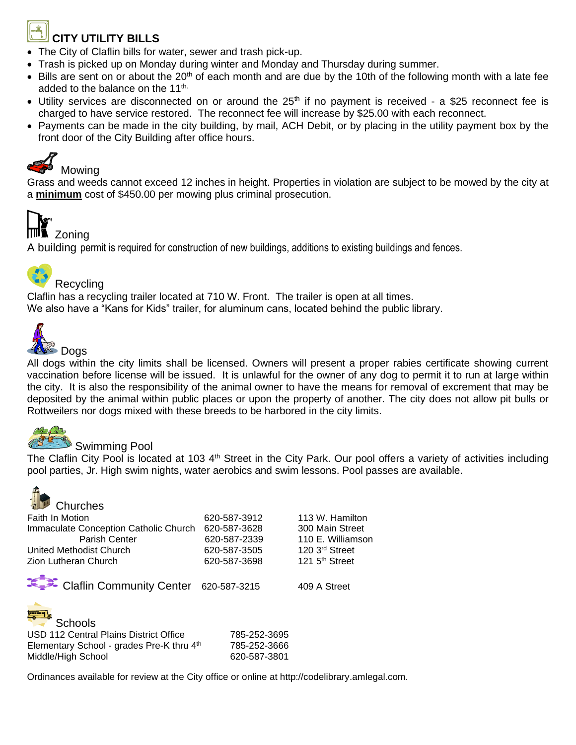## CITY UTILITY BILLS

- The City of Claflin bills for water, sewer and trash pick-up.
- Trash is picked up on Monday during winter and Monday and Thursday during summer.
- Bills are sent on or about the 20th of each month and are due by the 10th of the following month with a late fee added to the balance on the 11th.
- Utility services are disconnected on or around the 25th if no payment is received - a $25 reconnect fee is charged to have service restored. The reconnect fee will increase by $25.00 with each reconnect.
- Payments can be made in the city building, by mail, ACH Debit, or by placing in the utility payment box by the front door of the City Building after office hours.

## Mowing

Grass and weeds cannot exceed 12 inches in height. Properties in violation are subject to be mowed by the city at a **minimum** cost of $450.00 per mowing plus criminal prosecution.

## Zoning

A building permit is required for construction of new buildings, additions to existing buildings and fences.

## Recycling

Claflin has a recycling trailer located at 710 W. Front. The trailer is open at all times.
We also have a "Kans for Kids" trailer, for aluminum cans, located behind the public library.

## Dogs

All dogs within the city limits shall be licensed. Owners will present a proper rabies certificate showing current vaccination before license will be issued. It is unlawful for the owner of any dog to permit it to run at large within the city. It is also the responsibility of the animal owner to have the means for removal of excrement that may be deposited by the animal within public places or upon the property of another. The city does not allow pit bulls or Rottweilers nor dogs mixed with these breeds to be harbored in the city limits.

## Swimming Pool

The Claflin City Pool is located at 103 4th Street in the City Park. Our pool offers a variety of activities including pool parties, Jr. High swim nights, water aerobics and swim lessons. Pool passes are available.

## Churches

| | | |
|---|---|---|
| Faith In Motion | 620-587-3912 | 113 W. Hamilton |
| Immaculate Conception Catholic Church | 620-587-3628 | 300 Main Street |
| Parish Center | 620-587-2339 | 110 E. Williamson |
| United Methodist Church | 620-587-3505 | 120 3rd Street |
| Zion Lutheran Church | 620-587-3698 | 121 5th Street |

## Claflin Community Center

620-587-3215 — 409 A Street

## Schools

| | |
|---|---|
| USD 112 Central Plains District Office | 785-252-3695 |
| Elementary School - grades Pre-K thru 4th | 785-252-3666 |
| Middle/High School | 620-587-3801 |

Ordinances available for review at the City office or online at http://codelibrary.amlegal.com.